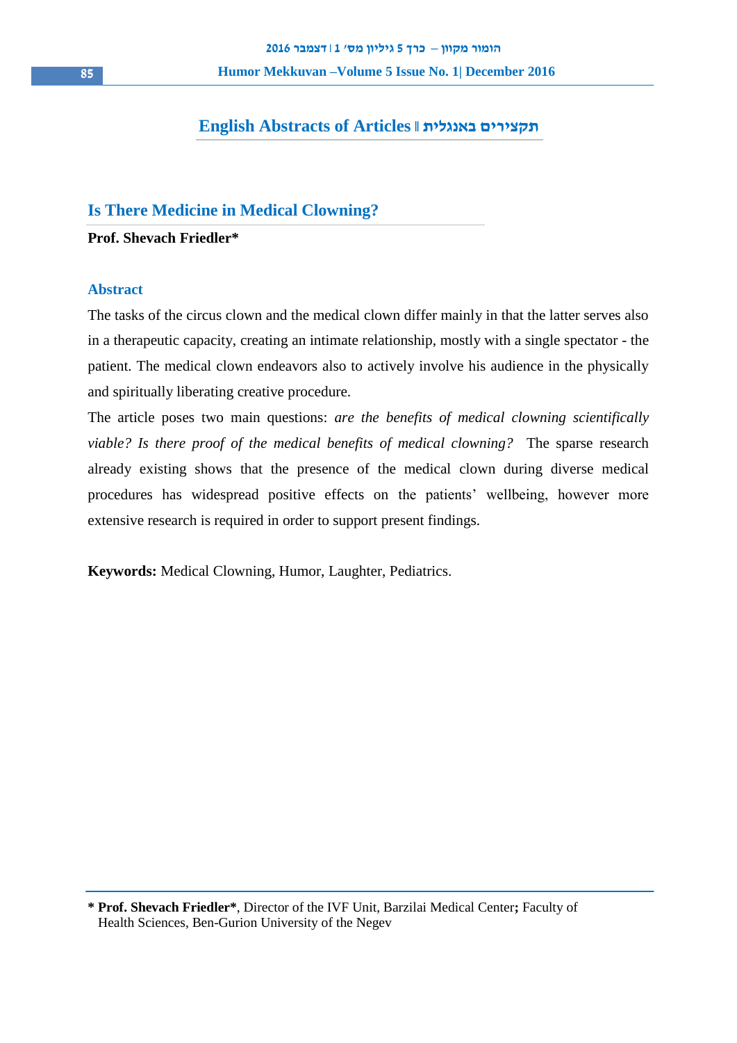# English Abstracts of Articles ‖ תקצירים באנגלית

## Is There Medicine in Medical Clowning?

**Prof. Shevach Friedler***

### Abstract

The tasks of the circus clown and the medical clown differ mainly in that the latter serves also in a therapeutic capacity, creating an intimate relationship, mostly with a single spectator - the patient. The medical clown endeavors also to actively involve his audience in the physically and spiritually liberating creative procedure.

The article poses two main questions: *are the benefits of medical clowning scientifically viable? Is there proof of the medical benefits of medical clowning?* The sparse research already existing shows that the presence of the medical clown during diverse medical procedures has widespread positive effects on the patients' wellbeing, however more extensive research is required in order to support present findings.

**Keywords:** Medical Clowning, Humor, Laughter, Pediatrics.

---

**\* Prof. Shevach Friedler***, Director of the IVF Unit, Barzilai Medical Center**;** Faculty of Health Sciences, Ben-Gurion University of the Negev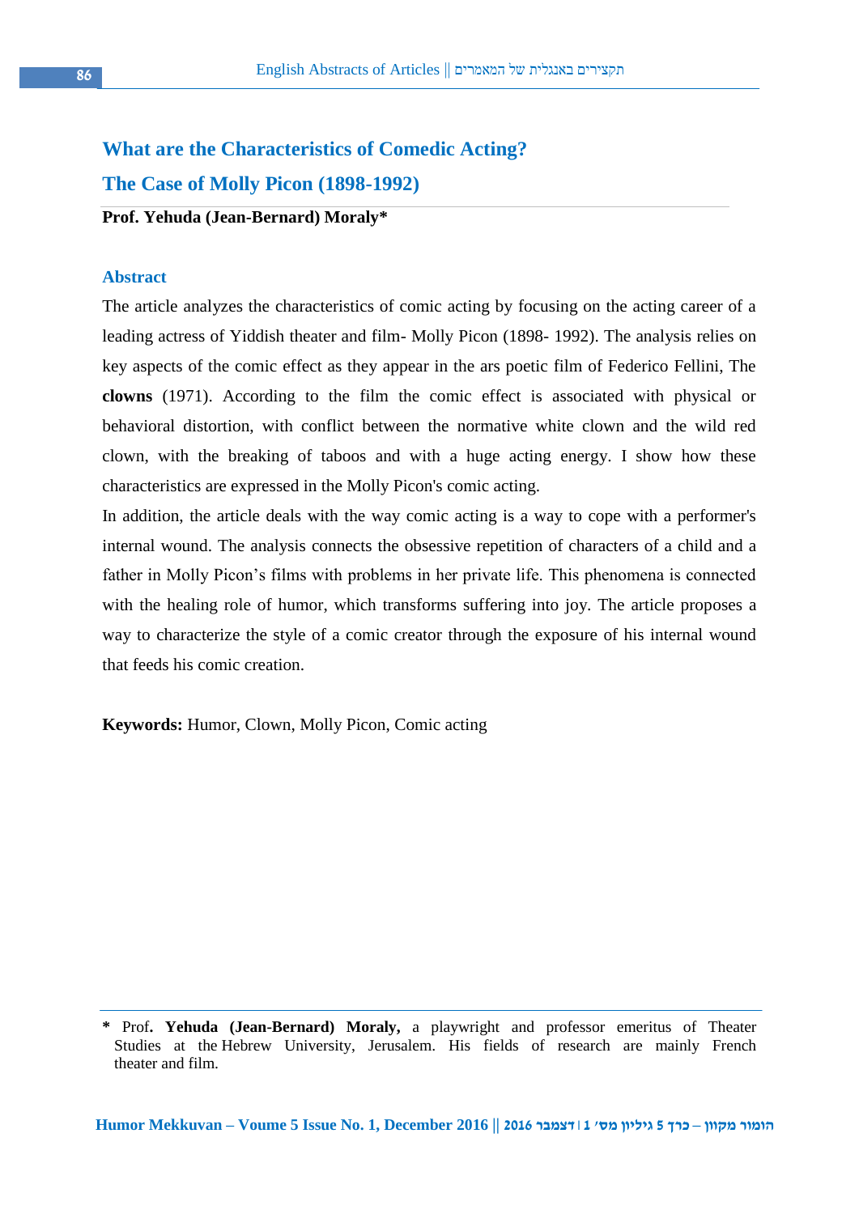# What are the Characteristics of Comedic Acting?

# The Case of Molly Picon (1898-1992)

**Prof. Yehuda (Jean-Bernard) Moraly***

## Abstract

The article analyzes the characteristics of comic acting by focusing on the acting career of a leading actress of Yiddish theater and film- Molly Picon (1898- 1992). The analysis relies on key aspects of the comic effect as they appear in the ars poetic film of Federico Fellini, The **clowns** (1971). According to the film the comic effect is associated with physical or behavioral distortion, with conflict between the normative white clown and the wild red clown, with the breaking of taboos and with a huge acting energy. I show how these characteristics are expressed in the Molly Picon's comic acting.

In addition, the article deals with the way comic acting is a way to cope with a performer's internal wound. The analysis connects the obsessive repetition of characters of a child and a father in Molly Picon's films with problems in her private life. This phenomena is connected with the healing role of humor, which transforms suffering into joy. The article proposes a way to characterize the style of a comic creator through the exposure of his internal wound that feeds his comic creation.

**Keywords:** Humor, Clown, Molly Picon, Comic acting

---

\* Prof**. Yehuda (Jean-Bernard) Moraly,** a playwright and professor emeritus of Theater Studies at the Hebrew University, Jerusalem. His fields of research are mainly French theater and film.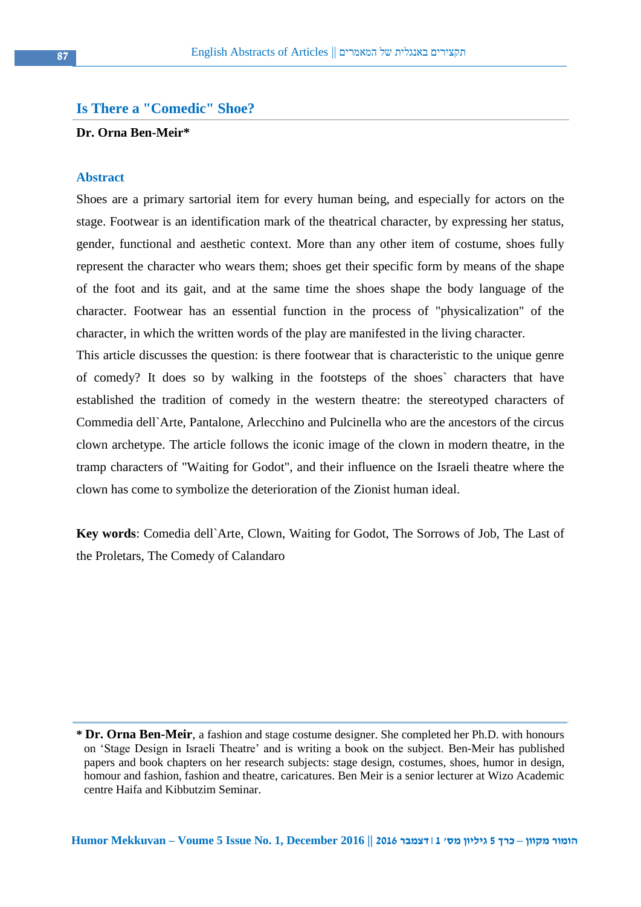## Is There a "Comedic" Shoe?

**Dr. Orna Ben-Meir***

### Abstract

Shoes are a primary sartorial item for every human being, and especially for actors on the stage. Footwear is an identification mark of the theatrical character, by expressing her status, gender, functional and aesthetic context. More than any other item of costume, shoes fully represent the character who wears them; shoes get their specific form by means of the shape of the foot and its gait, and at the same time the shoes shape the body language of the character. Footwear has an essential function in the process of "physicalization" of the character, in which the written words of the play are manifested in the living character.

This article discusses the question: is there footwear that is characteristic to the unique genre of comedy? It does so by walking in the footsteps of the shoes` characters that have established the tradition of comedy in the western theatre: the stereotyped characters of Commedia dell`Arte, Pantalone, Arlecchino and Pulcinella who are the ancestors of the circus clown archetype. The article follows the iconic image of the clown in modern theatre, in the tramp characters of "Waiting for Godot", and their influence on the Israeli theatre where the clown has come to symbolize the deterioration of the Zionist human ideal.

**Key words**: Comedia dell`Arte, Clown, Waiting for Godot, The Sorrows of Job, The Last of the Proletars, The Comedy of Calandaro

---

* **Dr. Orna Ben-Meir**, a fashion and stage costume designer. She completed her Ph.D. with honours on 'Stage Design in Israeli Theatre' and is writing a book on the subject. Ben-Meir has published papers and book chapters on her research subjects: stage design, costumes, shoes, humor in design, homour and fashion, fashion and theatre, caricatures. Ben Meir is a senior lecturer at Wizo Academic centre Haifa and Kibbutzim Seminar.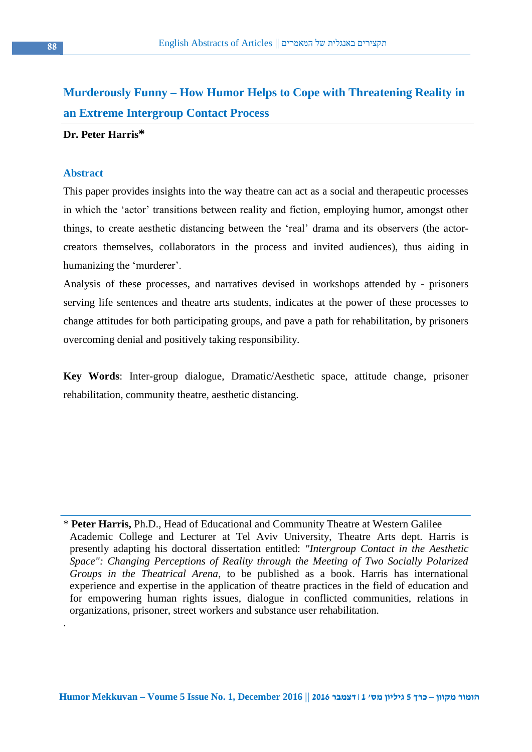# Murderously Funny – How Humor Helps to Cope with Threatening Reality in an Extreme Intergroup Contact Process

**Dr. Peter Harris***

## Abstract

This paper provides insights into the way theatre can act as a social and therapeutic processes in which the 'actor' transitions between reality and fiction, employing humor, amongst other things, to create aesthetic distancing between the 'real' drama and its observers (the actor-creators themselves, collaborators in the process and invited audiences), thus aiding in humanizing the 'murderer'.

Analysis of these processes, and narratives devised in workshops attended by - prisoners serving life sentences and theatre arts students, indicates at the power of these processes to change attitudes for both participating groups, and pave a path for rehabilitation, by prisoners overcoming denial and positively taking responsibility.

**Key Words**: Inter-group dialogue, Dramatic/Aesthetic space, attitude change, prisoner rehabilitation, community theatre, aesthetic distancing.

---

* **Peter Harris,** Ph.D., Head of Educational and Community Theatre at Western Galilee Academic College and Lecturer at Tel Aviv University, Theatre Arts dept. Harris is presently adapting his doctoral dissertation entitled: *"Intergroup Contact in the Aesthetic Space": Changing Perceptions of Reality through the Meeting of Two Socially Polarized Groups in the Theatrical Arena*, to be published as a book. Harris has international experience and expertise in the application of theatre practices in the field of education and for empowering human rights issues, dialogue in conflicted communities, relations in organizations, prisoner, street workers and substance user rehabilitation.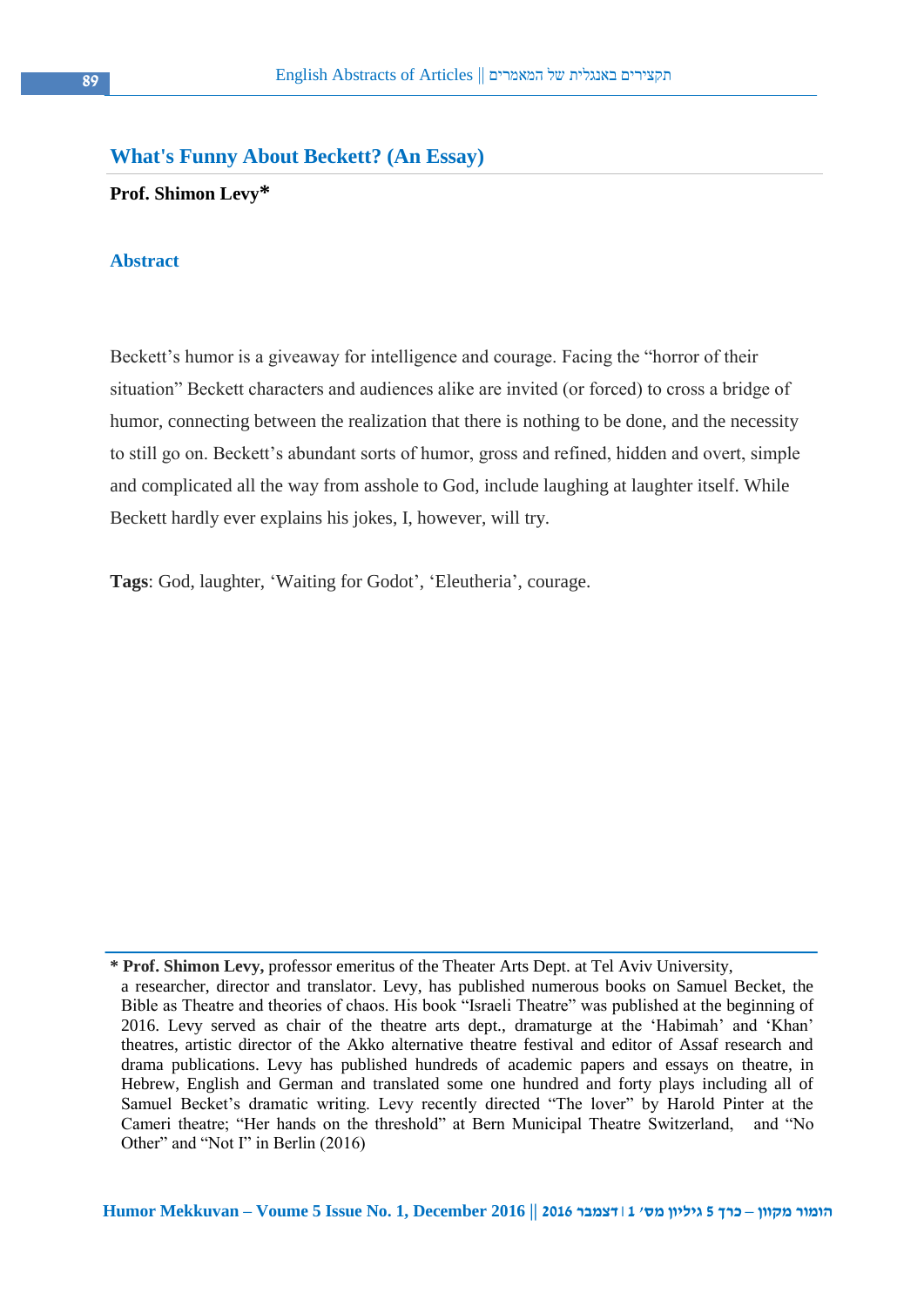## What's Funny About Beckett? (An Essay)

**Prof. Shimon Levy***

### Abstract

Beckett's humor is a giveaway for intelligence and courage. Facing the "horror of their situation" Beckett characters and audiences alike are invited (or forced) to cross a bridge of humor, connecting between the realization that there is nothing to be done, and the necessity to still go on. Beckett's abundant sorts of humor, gross and refined, hidden and overt, simple and complicated all the way from asshole to God, include laughing at laughter itself. While Beckett hardly ever explains his jokes, I, however, will try.

**Tags**: God, laughter, 'Waiting for Godot', 'Eleutheria', courage.

---

**\* Prof. Shimon Levy,** professor emeritus of the Theater Arts Dept. at Tel Aviv University, a researcher, director and translator. Levy, has published numerous books on Samuel Becket, the Bible as Theatre and theories of chaos. His book "Israeli Theatre" was published at the beginning of 2016. Levy served as chair of the theatre arts dept., dramaturge at the 'Habimah' and 'Khan' theatres, artistic director of the Akko alternative theatre festival and editor of Assaf research and drama publications. Levy has published hundreds of academic papers and essays on theatre, in Hebrew, English and German and translated some one hundred and forty plays including all of Samuel Becket's dramatic writing. Levy recently directed "The lover" by Harold Pinter at the Cameri theatre; "Her hands on the threshold" at Bern Municipal Theatre Switzerland, and "No Other" and "Not I" in Berlin (2016)